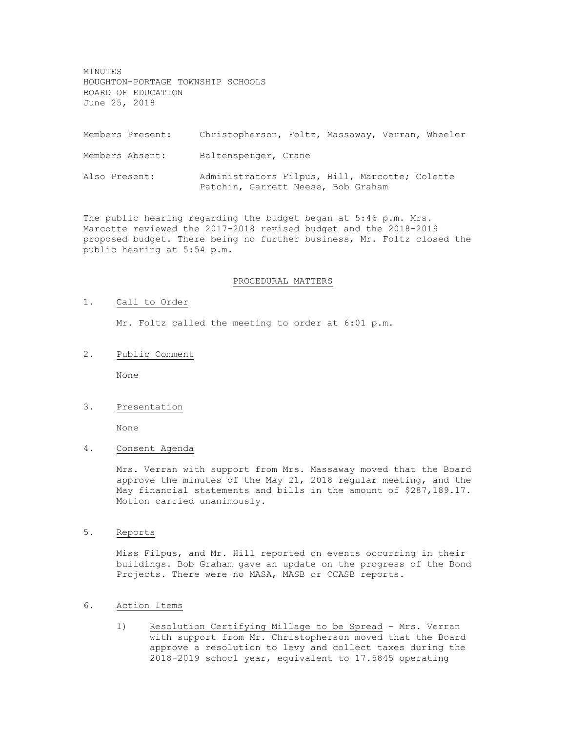MINUTES
HOUGHTON-PORTAGE TOWNSHIP SCHOOLS
BOARD OF EDUCATION
June 25, 2018

Members Present: Christopherson, Foltz, Massaway, Verran, Wheeler

Members Absent: Baltensperger, Crane

Also Present: Administrators Filpus, Hill, Marcotte; Colette Patchin, Garrett Neese, Bob Graham

The public hearing regarding the budget began at 5:46 p.m. Mrs. Marcotte reviewed the 2017-2018 revised budget and the 2018-2019 proposed budget. There being no further business, Mr. Foltz closed the public hearing at 5:54 p.m.

## PROCEDURAL MATTERS

1. Call to Order

   Mr. Foltz called the meeting to order at 6:01 p.m.

2. Public Comment

   None

3. Presentation

   None

4. Consent Agenda

   Mrs. Verran with support from Mrs. Massaway moved that the Board approve the minutes of the May 21, 2018 regular meeting, and the May financial statements and bills in the amount of $287,189.17. Motion carried unanimously.

5. Reports

   Miss Filpus, and Mr. Hill reported on events occurring in their buildings. Bob Graham gave an update on the progress of the Bond Projects. There were no MASA, MASB or CCASB reports.

6. Action Items

   1) Resolution Certifying Millage to be Spread – Mrs. Verran with support from Mr. Christopherson moved that the Board approve a resolution to levy and collect taxes during the 2018-2019 school year, equivalent to 17.5845 operating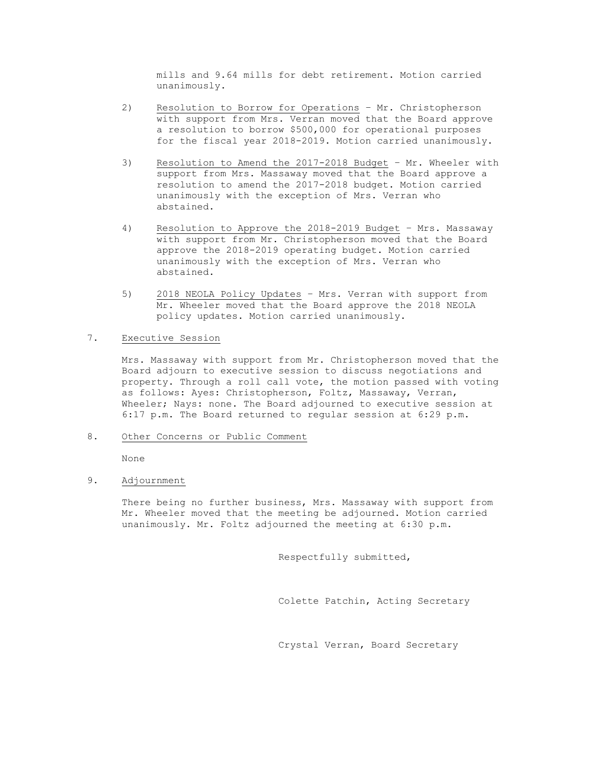mills and 9.64 mills for debt retirement. Motion carried unanimously.

2) Resolution to Borrow for Operations – Mr. Christopherson with support from Mrs. Verran moved that the Board approve a resolution to borrow $500,000 for operational purposes for the fiscal year 2018-2019. Motion carried unanimously.

3) Resolution to Amend the 2017-2018 Budget – Mr. Wheeler with support from Mrs. Massaway moved that the Board approve a resolution to amend the 2017-2018 budget. Motion carried unanimously with the exception of Mrs. Verran who abstained.

4) Resolution to Approve the 2018-2019 Budget – Mrs. Massaway with support from Mr. Christopherson moved that the Board approve the 2018-2019 operating budget. Motion carried unanimously with the exception of Mrs. Verran who abstained.

5) 2018 NEOLA Policy Updates – Mrs. Verran with support from Mr. Wheeler moved that the Board approve the 2018 NEOLA policy updates. Motion carried unanimously.

7. Executive Session

Mrs. Massaway with support from Mr. Christopherson moved that the Board adjourn to executive session to discuss negotiations and property. Through a roll call vote, the motion passed with voting as follows: Ayes: Christopherson, Foltz, Massaway, Verran, Wheeler; Nays: none. The Board adjourned to executive session at 6:17 p.m. The Board returned to regular session at 6:29 p.m.

8. Other Concerns or Public Comment

None

9. Adjournment

There being no further business, Mrs. Massaway with support from Mr. Wheeler moved that the meeting be adjourned. Motion carried unanimously. Mr. Foltz adjourned the meeting at 6:30 p.m.

Respectfully submitted,

Colette Patchin, Acting Secretary

Crystal Verran, Board Secretary